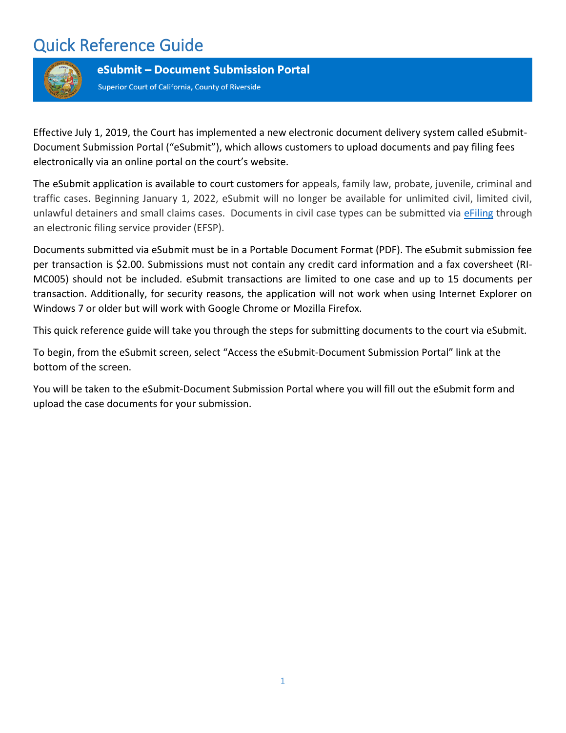# Quick Reference Guide

## eSubmit – Document Submission Portal

Superior Court of California, County of Riverside

Effective July 1, 2019, the Court has implemented a new electronic document delivery system called eSubmit-Document Submission Portal ("eSubmit"), which allows customers to upload documents and pay filing fees electronically via an online portal on the court's website.

The eSubmit application is available to court customers for appeals, family law, probate, juvenile, criminal and traffic cases. Beginning January 1, 2022, eSubmit will no longer be available for unlimited civil, limited civil, unlawful detainers and small claims cases. Documents in civil case types can be submitted via eFiling through an electronic filing service provider (EFSP).

Documents submitted via eSubmit must be in a Portable Document Format (PDF). The eSubmit submission fee per transaction is $2.00. Submissions must not contain any credit card information and a fax coversheet (RI-MC005) should not be included. eSubmit transactions are limited to one case and up to 15 documents per transaction. Additionally, for security reasons, the application will not work when using Internet Explorer on Windows 7 or older but will work with Google Chrome or Mozilla Firefox.

This quick reference guide will take you through the steps for submitting documents to the court via eSubmit.

To begin, from the eSubmit screen, select "Access the eSubmit-Document Submission Portal" link at the bottom of the screen.

You will be taken to the eSubmit-Document Submission Portal where you will fill out the eSubmit form and upload the case documents for your submission.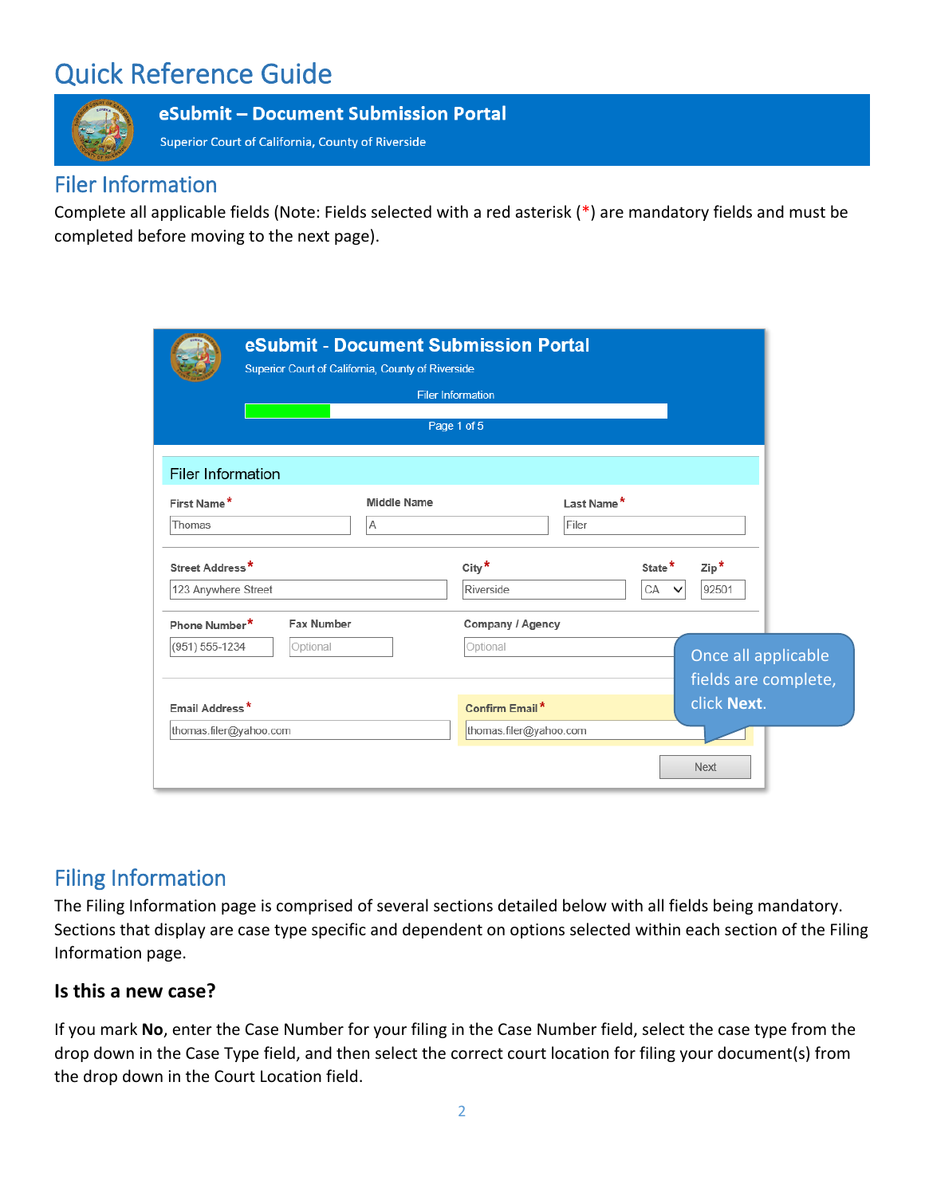# Quick Reference Guide

**eSubmit – Document Submission Portal**

Superior Court of California, County of Riverside

## Filer Information

Complete all applicable fields (Note: Fields selected with a red asterisk (*) are mandatory fields and must be completed before moving to the next page).

## Filing Information

The Filing Information page is comprised of several sections detailed below with all fields being mandatory. Sections that display are case type specific and dependent on options selected within each section of the Filing Information page.

### Is this a new case?

If you mark **No**, enter the Case Number for your filing in the Case Number field, select the case type from the drop down in the Case Type field, and then select the correct court location for filing your document(s) from the drop down in the Court Location field.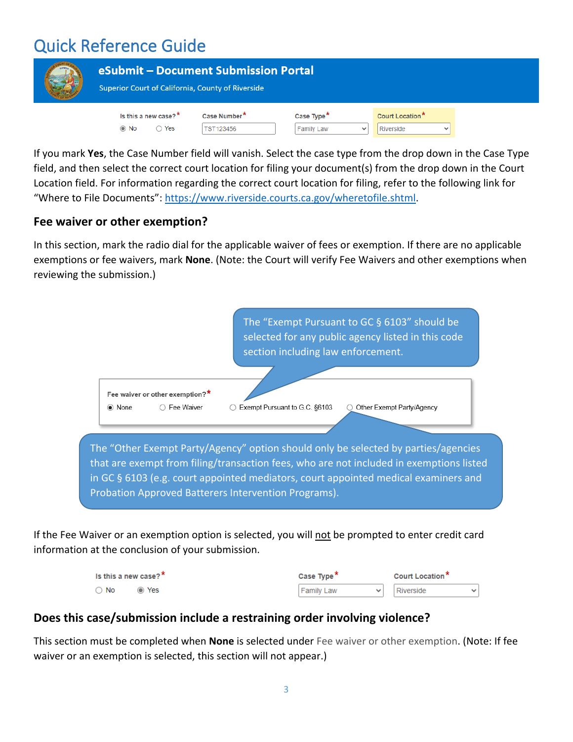# Quick Reference Guide

**eSubmit – Document Submission Portal**

Superior Court of California, County of Riverside

| Is this a new case?* | Case Number* | Case Type* | Court Location* |
|---|---|---|---|
| ◉ No ○ Yes | TST123456 | Family Law | Riverside |

If you mark **Yes**, the Case Number field will vanish. Select the case type from the drop down in the Case Type field, and then select the correct court location for filing your document(s) from the drop down in the Court Location field. For information regarding the correct court location for filing, refer to the following link for "Where to File Documents": https://www.riverside.courts.ca.gov/wheretofile.shtml.

## Fee waiver or other exemption?

In this section, mark the radio dial for the applicable waiver of fees or exemption. If there are no applicable exemptions or fee waivers, mark **None**. (Note: the Court will verify Fee Waivers and other exemptions when reviewing the submission.)

The "Exempt Pursuant to GC § 6103" should be selected for any public agency listed in this code section including law enforcement.

Fee waiver or other exemption?*

◉ None ○ Fee Waiver ○ Exempt Pursuant to G.C. §6103 ○ Other Exempt Party/Agency

The "Other Exempt Party/Agency" option should only be selected by parties/agencies that are exempt from filing/transaction fees, who are not included in exemptions listed in GC § 6103 (e.g. court appointed mediators, court appointed medical examiners and Probation Approved Batterers Intervention Programs).

If the Fee Waiver or an exemption option is selected, you will not be prompted to enter credit card information at the conclusion of your submission.

| Is this a new case?* | Case Type* | Court Location* |
|---|---|---|
| ○ No ◉ Yes | Family Law | Riverside |

## Does this case/submission include a restraining order involving violence?

This section must be completed when **None** is selected under Fee waiver or other exemption. (Note: If fee waiver or an exemption is selected, this section will not appear.)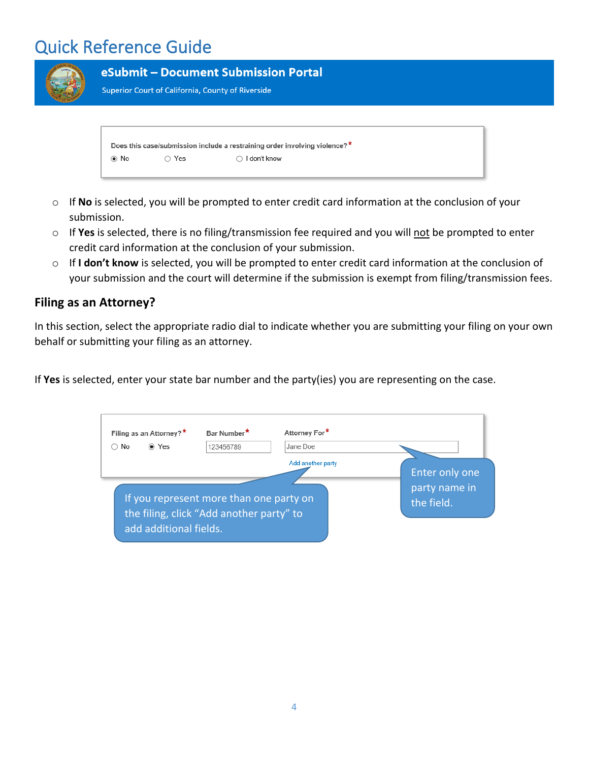Does this case/submission include a restraining order involving violence?*

◉ No ○ Yes ○ I don't know

- If **No** is selected, you will be prompted to enter credit card information at the conclusion of your submission.
- If **Yes** is selected, there is no filing/transmission fee required and you will not be prompted to enter credit card information at the conclusion of your submission.
- If **I don't know** is selected, you will be prompted to enter credit card information at the conclusion of your submission and the court will determine if the submission is exempt from filing/transmission fees.

## Filing as an Attorney?

In this section, select the appropriate radio dial to indicate whether you are submitting your filing on your own behalf or submitting your filing as an attorney.

If **Yes** is selected, enter your state bar number and the party(ies) you are representing on the case.

Filing as an Attorney?* ○ No ◉ Yes

Bar Number* 123456789

Attorney For* Jane Doe

Add another party

If you represent more than one party on the filing, click "Add another party" to add additional fields.

Enter only one party name in the field.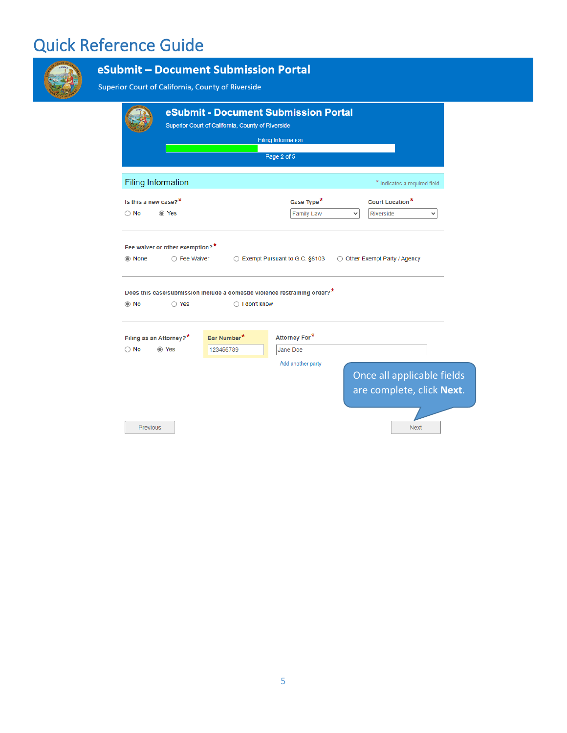# Quick Reference Guide

## eSubmit – Document Submission Portal

Superior Court of California, County of Riverside

### eSubmit - Document Submission Portal

Superior Court of California, County of Riverside

Filing Information

Page 2 of 5

### Filing Information

* Indicates a required field.

**Is this a new case?***
- ○ No
- ◉ Yes

**Case Type***: Family Law

**Court Location***: Riverside

**Fee waiver or other exemption?***
- ◉ None
- ○ Fee Waiver
- ○ Exempt Pursuant to G.C. §6103
- ○ Other Exempt Party / Agency

**Does this case/submission include a domestic violence restraining order?***
- ◉ No
- ○ Yes
- ○ I don't know

**Filing as an Attorney?***
- ○ No
- ◉ Yes

**Bar Number***: 123456789

**Attorney For***: Jane Doe

Add another party

Once all applicable fields are complete, click **Next**.

Previous | Next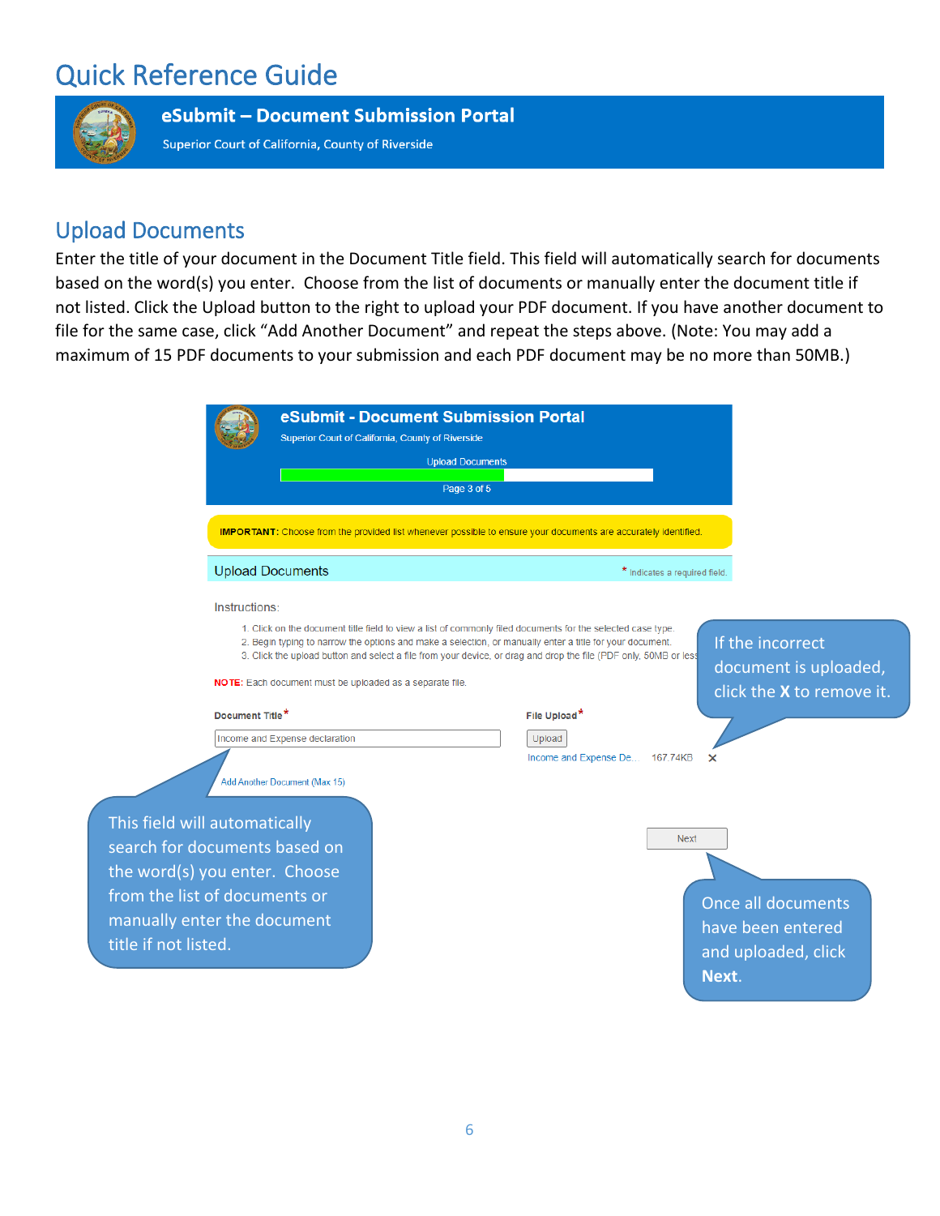# Quick Reference Guide

**eSubmit – Document Submission Portal**

Superior Court of California, County of Riverside

## Upload Documents

Enter the title of your document in the Document Title field. This field will automatically search for documents based on the word(s) you enter. Choose from the list of documents or manually enter the document title if not listed. Click the Upload button to the right to upload your PDF document. If you have another document to file for the same case, click "Add Another Document" and repeat the steps above. (Note: You may add a maximum of 15 PDF documents to your submission and each PDF document may be no more than 50MB.)

**eSubmit - Document Submission Portal**

Superior Court of California, County of Riverside

Upload Documents

Page 3 of 5

**IMPORTANT:** Choose from the provided list whenever possible to ensure your documents are accurately identified.

Upload Documents

\* Indicates a required field.

Instructions:

1. Click on the document title field to view a list of commonly filed documents for the selected case type.
2. Begin typing to narrow the options and make a selection, or manually enter a title for your document.
3. Click the upload button and select a file from your device, or drag and drop the file (PDF only, 50MB or less

**NOTE:** Each document must be uploaded as a separate file.

**Document Title\***

Income and Expense declaration

**File Upload\***

Upload

Income and Expense De... 167.74KB ×

Add Another Document (Max 15)

Next

If the incorrect document is uploaded, click the **X** to remove it.

This field will automatically search for documents based on the word(s) you enter. Choose from the list of documents or manually enter the document title if not listed.

Once all documents have been entered and uploaded, click **Next**.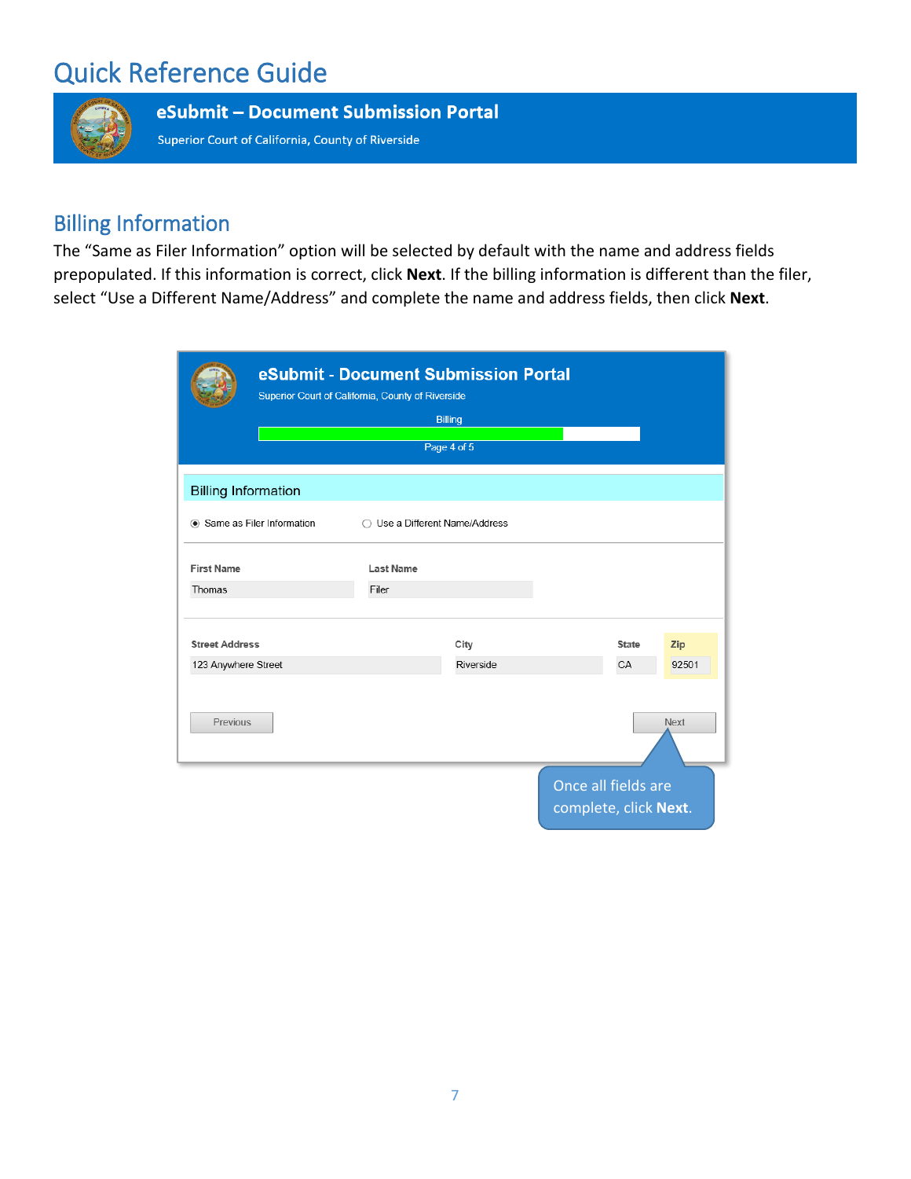# Quick Reference Guide

**eSubmit – Document Submission Portal**

Superior Court of California, County of Riverside

## Billing Information

The “Same as Filer Information” option will be selected by default with the name and address fields prepopulated. If this information is correct, click **Next**. If the billing information is different than the filer, select “Use a Different Name/Address” and complete the name and address fields, then click **Next**.

**eSubmit - Document Submission Portal**

Superior Court of California, County of Riverside

Billing

Page 4 of 5

Billing Information

(•) Same as Filer Information    ( ) Use a Different Name/Address

| First Name | Last Name |
|---|---|
| Thomas | Filer |

| Street Address | City | State | Zip |
|---|---|---|---|
| 123 Anywhere Street | Riverside | CA | 92501 |

Previous    Next

Once all fields are complete, click **Next**.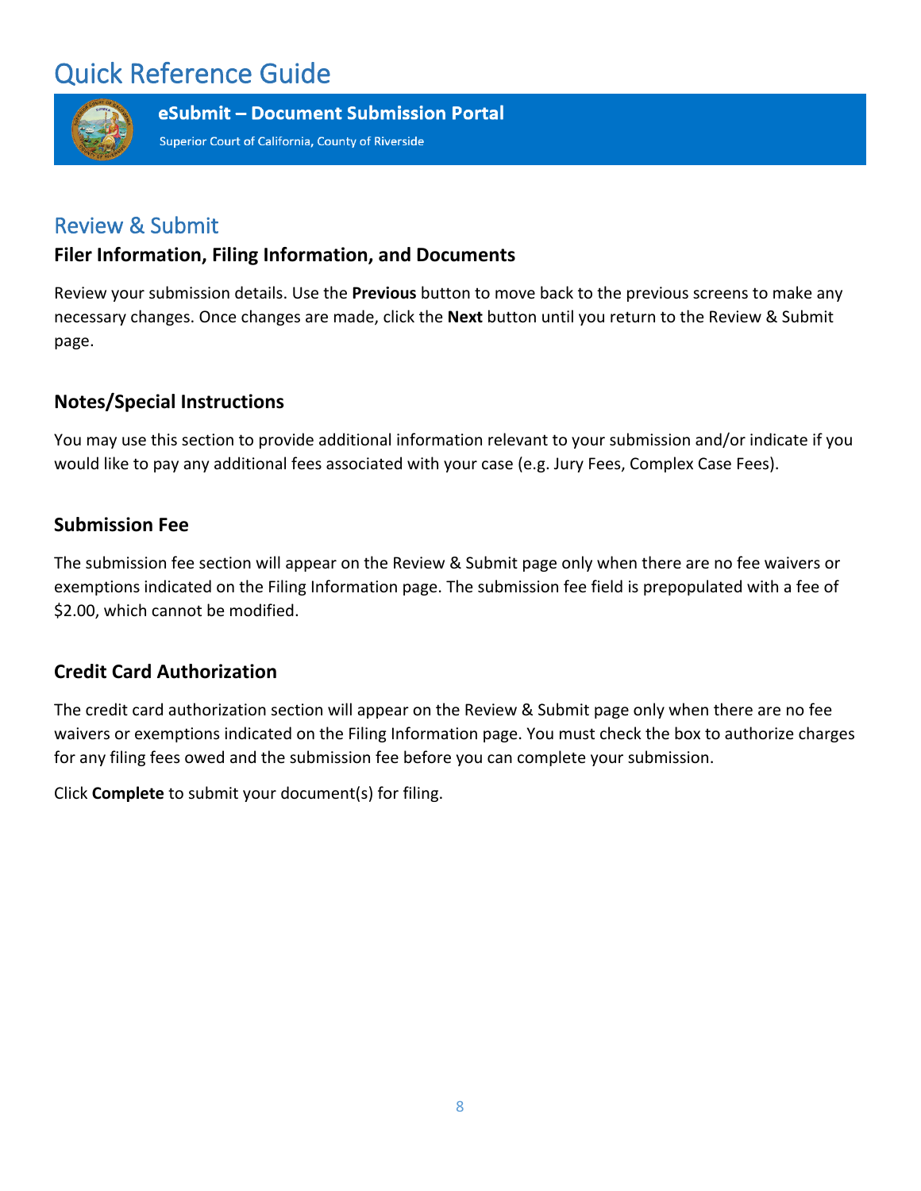# Quick Reference Guide

**eSubmit – Document Submission Portal**

Superior Court of California, County of Riverside

## Review & Submit

### Filer Information, Filing Information, and Documents

Review your submission details. Use the **Previous** button to move back to the previous screens to make any necessary changes. Once changes are made, click the **Next** button until you return to the Review & Submit page.

### Notes/Special Instructions

You may use this section to provide additional information relevant to your submission and/or indicate if you would like to pay any additional fees associated with your case (e.g. Jury Fees, Complex Case Fees).

### Submission Fee

The submission fee section will appear on the Review & Submit page only when there are no fee waivers or exemptions indicated on the Filing Information page. The submission fee field is prepopulated with a fee of $2.00, which cannot be modified.

### Credit Card Authorization

The credit card authorization section will appear on the Review & Submit page only when there are no fee waivers or exemptions indicated on the Filing Information page. You must check the box to authorize charges for any filing fees owed and the submission fee before you can complete your submission.

Click **Complete** to submit your document(s) for filing.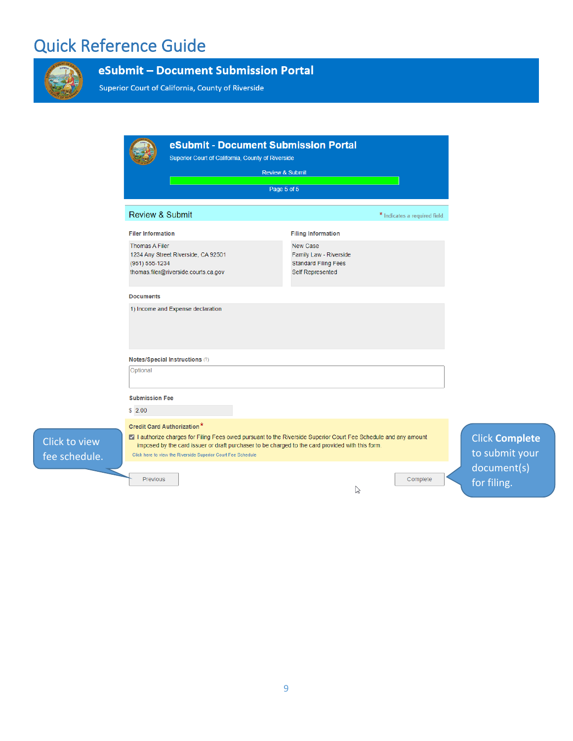# Quick Reference Guide

## eSubmit – Document Submission Portal

Superior Court of California, County of Riverside

**eSubmit - Document Submission Portal**

Superior Court of California, County of Riverside

Review & Submit

Page 5 of 5

### Review & Submit

\* Indicates a required field

**Filer Information**

Thomas A Filer
1234 Any Street Riverside, CA 92501
(951) 555-1234
thomas.filer@riverside.courts.ca.gov

**Filing Information**

New Case
Family Law - Riverside
Standard Filing Fees
Self Represented

**Documents**

1) Income and Expense declaration

**Notes/Special Instructions** (?)

Optional

**Submission Fee**

$ 2.00

**Credit Card Authorization** *

☑ I authorize charges for Filing Fees owed pursuant to the Riverside Superior Court Fee Schedule and any amount imposed by the card issuer or draft purchaser to be charged to the card provided with this form.

Click here to view the Riverside Superior Court Fee Schedule

Previous | Complete

Click to view fee schedule.

Click **Complete** to submit your document(s) for filing.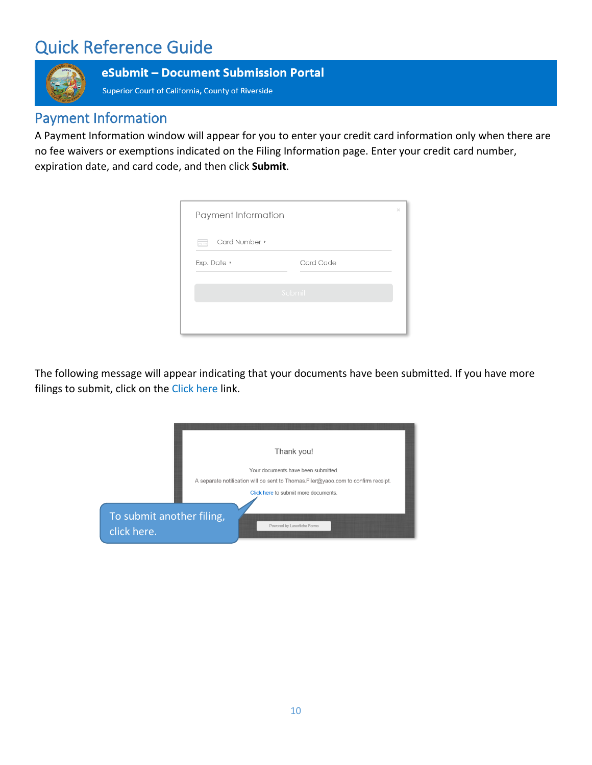# Quick Reference Guide

**eSubmit – Document Submission Portal**

Superior Court of California, County of Riverside

## Payment Information

A Payment Information window will appear for you to enter your credit card information only when there are no fee waivers or exemptions indicated on the Filing Information page. Enter your credit card number, expiration date, and card code, and then click **Submit**.

Payment Information

Card Number *

Exp. Date *

Card Code

Submit

The following message will appear indicating that your documents have been submitted. If you have more filings to submit, click on the Click here link.

Thank you!

Your documents have been submitted.

A separate notification will be sent to Thomas.Filer@yaoo.com to confirm receipt.

Click here to submit more documents.

Powered by Laserfiche Forms

To submit another filing, click here.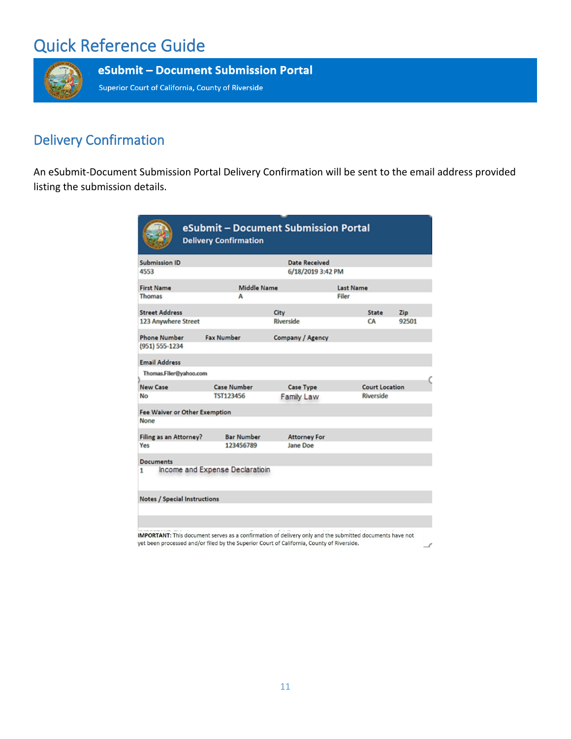# Quick Reference Guide

**eSubmit – Document Submission Portal**

Superior Court of California, County of Riverside

## Delivery Confirmation

An eSubmit-Document Submission Portal Delivery Confirmation will be sent to the email address provided listing the submission details.

**eSubmit – Document Submission Portal**

**Delivery Confirmation**

| | | | |
|---|---|---|---|
| **Submission ID** | | **Date Received** | |
| 4553 | | 6/18/2019 3:42 PM | |
| **First Name** | **Middle Name** | **Last Name** | |
| Thomas | A | Filer | |
| **Street Address** | **City** | **State** | **Zip** |
| 123 Anywhere Street | Riverside | CA | 92501 |
| **Phone Number** | **Fax Number** | **Company / Agency** | |
| (951) 555-1234 | | | |
| **Email Address** | | | |
| Thomas.Filer@yahoo.com | | | |
| **New Case** | **Case Number** | **Case Type** | **Court Location** |
| No | TST123456 | Family Law | Riverside |
| **Fee Waiver or Other Exemption** | | | |
| None | | | |
| **Filing as an Attorney?** | **Bar Number** | **Attorney For** | |
| Yes | 123456789 | Jane Doe | |
| **Documents** | | | |
| 1 Income and Expense Declaratioin | | | |
| **Notes / Special Instructions** | | | |
| | | | |

**IMPORTANT:** This document serves as a confirmation of delivery only and the submitted documents have not yet been processed and/or filed by the Superior Court of California, County of Riverside.